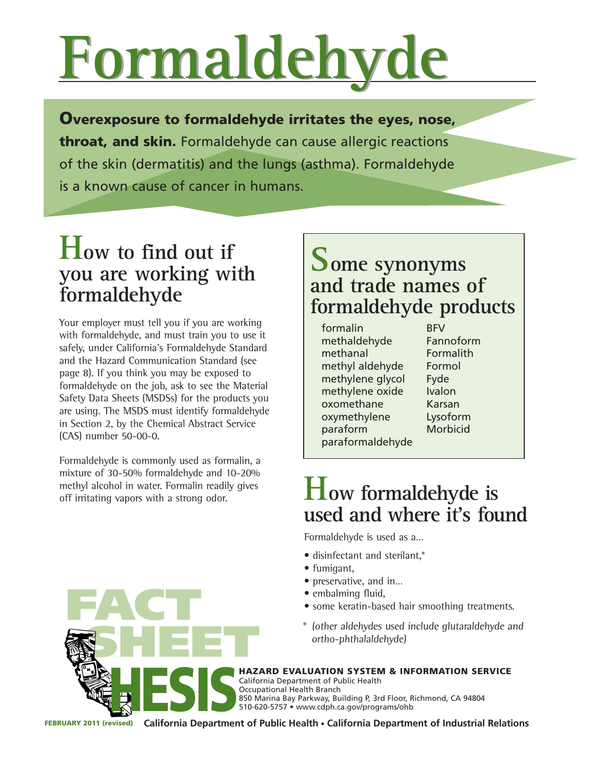# Formaldehyde

**Overexposure to formaldehyde irritates the eyes, nose, throat, and skin.** Formaldehyde can cause allergic reactions of the skin (dermatitis) and the lungs (asthma). Formaldehyde is a known cause of cancer in humans.

## How to find out if you are working with formaldehyde

Your employer must tell you if you are working with formaldehyde, and must train you to use it safely, under California's Formaldehyde Standard and the Hazard Communication Standard (see page 8). If you think you may be exposed to formaldehyde on the job, ask to see the Material Safety Data Sheets (MSDSs) for the products you are using. The MSDS must identify formaldehyde in Section 2, by the Chemical Abstract Service (CAS) number 50-00-0.

Formaldehyde is commonly used as formalin, a mixture of 30-50% formaldehyde and 10-20% methyl alcohol in water. Formalin readily gives off irritating vapors with a strong odor.

## Some synonyms and trade names of formaldehyde products

- formalin
- methaldehyde
- methanal
- methyl aldehyde
- methylene glycol
- methylene oxide
- oxomethane
- oxymethylene
- paraform
- paraformaldehyde
- BFV
- Fannoform
- Formalith
- Formol
- Fyde
- Ivalon
- Karsan
- Lysoform
- Morbicid

## How formaldehyde is used and where it's found

Formaldehyde is used as a…

- disinfectant and sterilant,*
- fumigant,
- preservative, and in…
- embalming fluid,
- some keratin-based hair smoothing treatments.

\* *(other aldehydes used include glutaraldehyde and ortho-phthalaldehyde)*

FACT SHEET

HESIS

**HAZARD EVALUATION SYSTEM & INFORMATION SERVICE**
California Department of Public Health
Occupational Health Branch
850 Marina Bay Parkway, Building P, 3rd Floor, Richmond, CA 94804
510-620-5757 • www.cdph.ca.gov/programs/ohb

**FEBRUARY 2011 (revised)** **California Department of Public Health • California Department of Industrial Relations**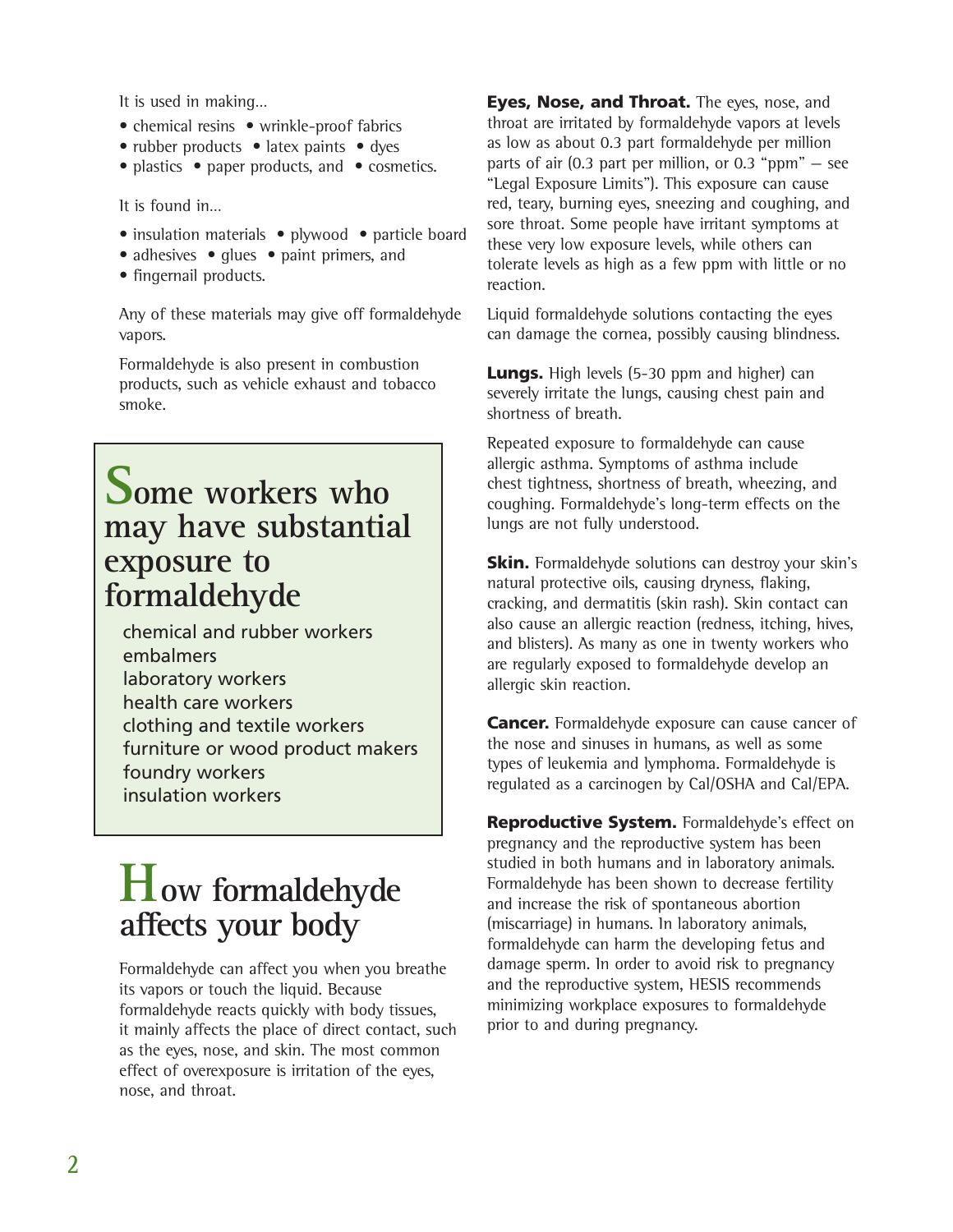It is used in making…

- chemical resins
- wrinkle-proof fabrics
- rubber products
- latex paints
- dyes
- plastics
- paper products, and
- cosmetics.

It is found in…

- insulation materials
- plywood
- particle board
- adhesives
- glues
- paint primers, and
- fingernail products.

Any of these materials may give off formaldehyde vapors.

Formaldehyde is also present in combustion products, such as vehicle exhaust and tobacco smoke.

## Some workers who may have substantial exposure to formaldehyde

- chemical and rubber workers
- embalmers
- laboratory workers
- health care workers
- clothing and textile workers
- furniture or wood product makers
- foundry workers
- insulation workers

## How formaldehyde affects your body

Formaldehyde can affect you when you breathe its vapors or touch the liquid. Because formaldehyde reacts quickly with body tissues, it mainly affects the place of direct contact, such as the eyes, nose, and skin. The most common effect of overexposure is irritation of the eyes, nose, and throat.

**Eyes, Nose, and Throat.** The eyes, nose, and throat are irritated by formaldehyde vapors at levels as low as about 0.3 part formaldehyde per million parts of air (0.3 part per million, or 0.3 "ppm" – see "Legal Exposure Limits"). This exposure can cause red, teary, burning eyes, sneezing and coughing, and sore throat. Some people have irritant symptoms at these very low exposure levels, while others can tolerate levels as high as a few ppm with little or no reaction.

Liquid formaldehyde solutions contacting the eyes can damage the cornea, possibly causing blindness.

**Lungs.** High levels (5-30 ppm and higher) can severely irritate the lungs, causing chest pain and shortness of breath.

Repeated exposure to formaldehyde can cause allergic asthma. Symptoms of asthma include chest tightness, shortness of breath, wheezing, and coughing. Formaldehyde's long-term effects on the lungs are not fully understood.

**Skin.** Formaldehyde solutions can destroy your skin's natural protective oils, causing dryness, flaking, cracking, and dermatitis (skin rash). Skin contact can also cause an allergic reaction (redness, itching, hives, and blisters). As many as one in twenty workers who are regularly exposed to formaldehyde develop an allergic skin reaction.

**Cancer.** Formaldehyde exposure can cause cancer of the nose and sinuses in humans, as well as some types of leukemia and lymphoma. Formaldehyde is regulated as a carcinogen by Cal/OSHA and Cal/EPA.

**Reproductive System.** Formaldehyde's effect on pregnancy and the reproductive system has been studied in both humans and in laboratory animals. Formaldehyde has been shown to decrease fertility and increase the risk of spontaneous abortion (miscarriage) in humans. In laboratory animals, formaldehyde can harm the developing fetus and damage sperm. In order to avoid risk to pregnancy and the reproductive system, HESIS recommends minimizing workplace exposures to formaldehyde prior to and during pregnancy.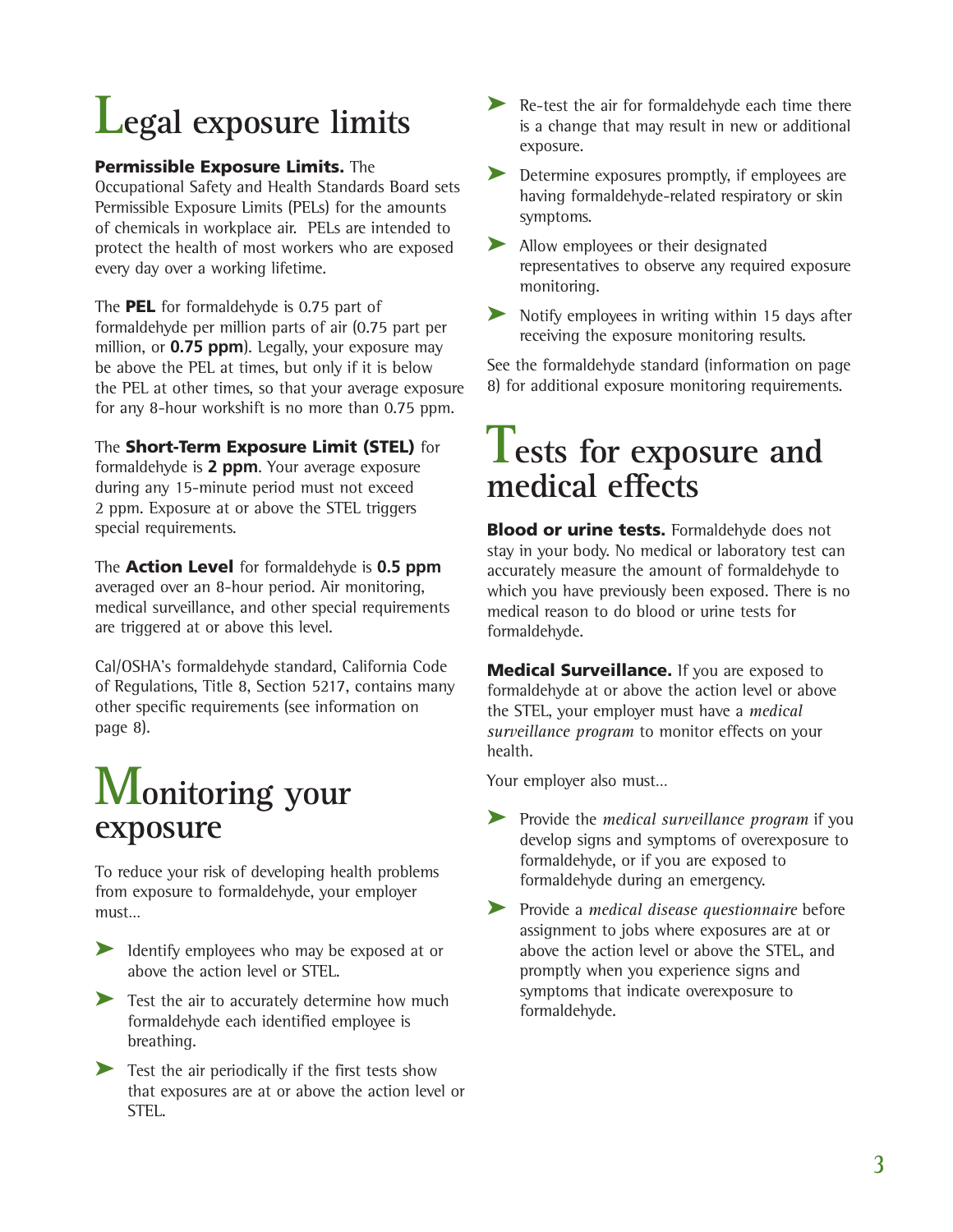# Legal exposure limits

**Permissible Exposure Limits.** The Occupational Safety and Health Standards Board sets Permissible Exposure Limits (PELs) for the amounts of chemicals in workplace air. PELs are intended to protect the health of most workers who are exposed every day over a working lifetime.

The **PEL** for formaldehyde is 0.75 part of formaldehyde per million parts of air (0.75 part per million, or **0.75 ppm**). Legally, your exposure may be above the PEL at times, but only if it is below the PEL at other times, so that your average exposure for any 8-hour workshift is no more than 0.75 ppm.

The **Short-Term Exposure Limit (STEL)** for formaldehyde is **2 ppm**. Your average exposure during any 15-minute period must not exceed 2 ppm. Exposure at or above the STEL triggers special requirements.

The **Action Level** for formaldehyde is **0.5 ppm** averaged over an 8-hour period. Air monitoring, medical surveillance, and other special requirements are triggered at or above this level.

Cal/OSHA's formaldehyde standard, California Code of Regulations, Title 8, Section 5217, contains many other specific requirements (see information on page 8).

# Monitoring your exposure

To reduce your risk of developing health problems from exposure to formaldehyde, your employer must…

- Identify employees who may be exposed at or above the action level or STEL.
- Test the air to accurately determine how much formaldehyde each identified employee is breathing.
- Test the air periodically if the first tests show that exposures are at or above the action level or STEL.
- Re-test the air for formaldehyde each time there is a change that may result in new or additional exposure.
- Determine exposures promptly, if employees are having formaldehyde-related respiratory or skin symptoms.
- Allow employees or their designated representatives to observe any required exposure monitoring.
- Notify employees in writing within 15 days after receiving the exposure monitoring results.

See the formaldehyde standard (information on page 8) for additional exposure monitoring requirements.

# Tests for exposure and medical effects

**Blood or urine tests.** Formaldehyde does not stay in your body. No medical or laboratory test can accurately measure the amount of formaldehyde to which you have previously been exposed. There is no medical reason to do blood or urine tests for formaldehyde.

**Medical Surveillance.** If you are exposed to formaldehyde at or above the action level or above the STEL, your employer must have a *medical surveillance program* to monitor effects on your health.

Your employer also must…

- Provide the *medical surveillance program* if you develop signs and symptoms of overexposure to formaldehyde, or if you are exposed to formaldehyde during an emergency.
- Provide a *medical disease questionnaire* before assignment to jobs where exposures are at or above the action level or above the STEL, and promptly when you experience signs and symptoms that indicate overexposure to formaldehyde.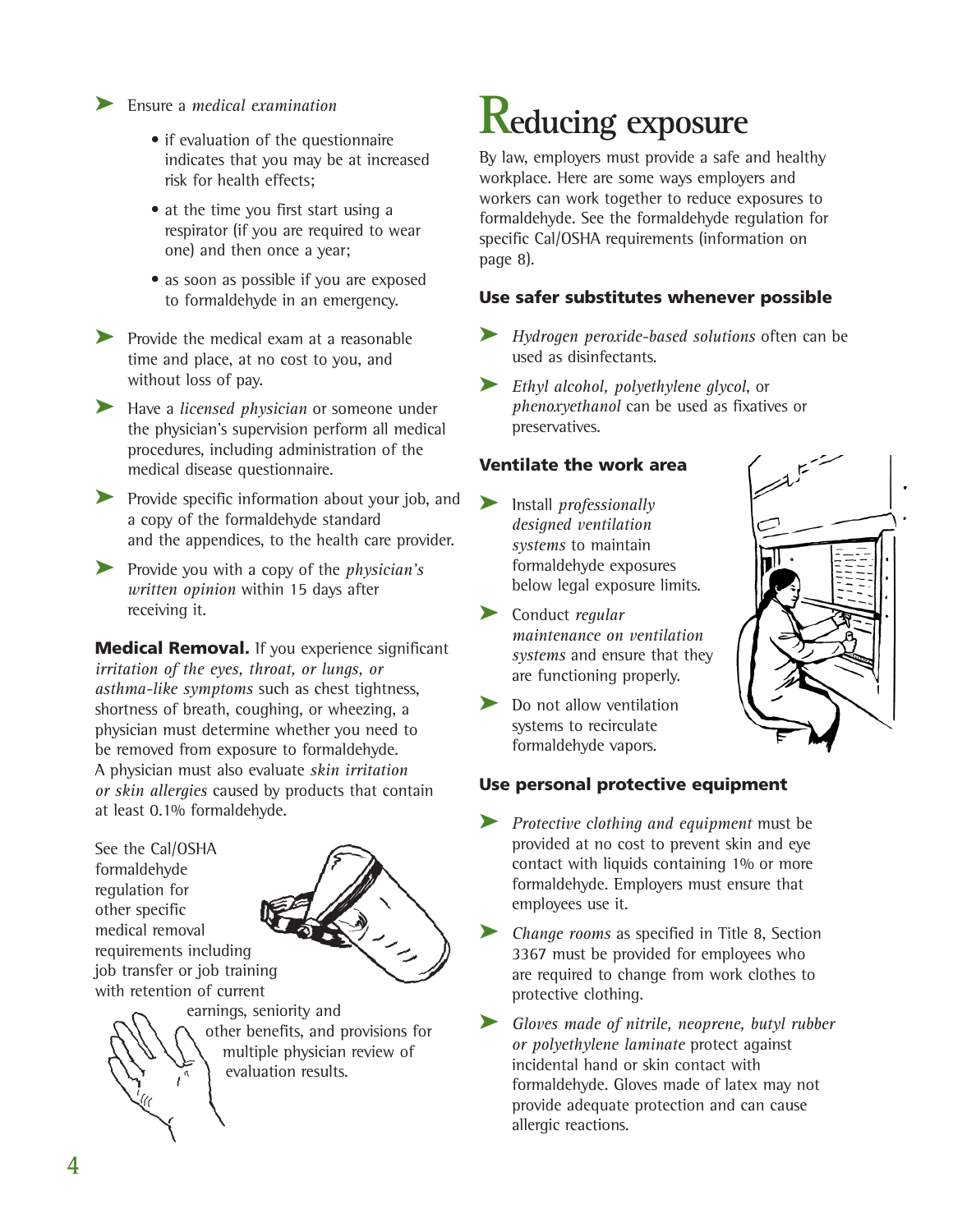- Ensure a *medical examination*
  - if evaluation of the questionnaire indicates that you may be at increased risk for health effects;
  - at the time you first start using a respirator (if you are required to wear one) and then once a year;
  - as soon as possible if you are exposed to formaldehyde in an emergency.
- Provide the medical exam at a reasonable time and place, at no cost to you, and without loss of pay.
- Have a *licensed physician* or someone under the physician's supervision perform all medical procedures, including administration of the medical disease questionnaire.
- Provide specific information about your job, and a copy of the formaldehyde standard and the appendices, to the health care provider.
- Provide you with a copy of the *physician's written opinion* within 15 days after receiving it.

**Medical Removal.** If you experience significant *irritation of the eyes, throat, or lungs, or asthma-like symptoms* such as chest tightness, shortness of breath, coughing, or wheezing, a physician must determine whether you need to be removed from exposure to formaldehyde. A physician must also evaluate *skin irritation or skin allergies* caused by products that contain at least 0.1% formaldehyde.

See the Cal/OSHA formaldehyde regulation for other specific medical removal requirements including job transfer or job training with retention of current earnings, seniority and other benefits, and provisions for multiple physician review of evaluation results.

# Reducing exposure

By law, employers must provide a safe and healthy workplace. Here are some ways employers and workers can work together to reduce exposures to formaldehyde. See the formaldehyde regulation for specific Cal/OSHA requirements (information on page 8).

### Use safer substitutes whenever possible

- *Hydrogen peroxide-based solutions* often can be used as disinfectants.
- *Ethyl alcohol, polyethylene glycol,* or *phenoxyethanol* can be used as fixatives or preservatives.

### Ventilate the work area

- Install *professionally designed ventilation systems* to maintain formaldehyde exposures below legal exposure limits.
- Conduct *regular maintenance on ventilation systems* and ensure that they are functioning properly.
- Do not allow ventilation systems to recirculate formaldehyde vapors.

### Use personal protective equipment

- *Protective clothing and equipment* must be provided at no cost to prevent skin and eye contact with liquids containing 1% or more formaldehyde. Employers must ensure that employees use it.
- *Change rooms* as specified in Title 8, Section 3367 must be provided for employees who are required to change from work clothes to protective clothing.
- *Gloves made of nitrile, neoprene, butyl rubber or polyethylene laminate* protect against incidental hand or skin contact with formaldehyde. Gloves made of latex may not provide adequate protection and can cause allergic reactions.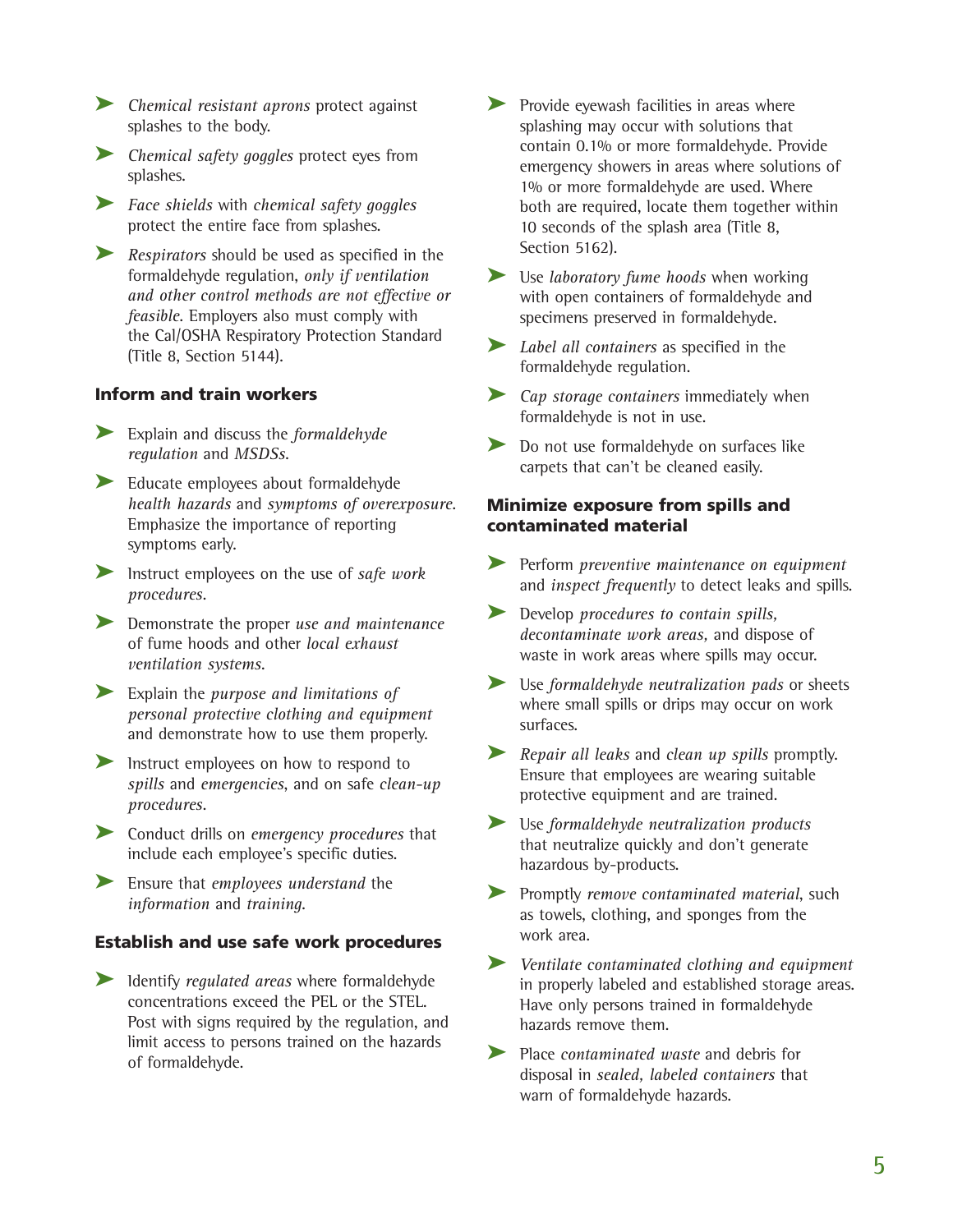- *Chemical resistant aprons* protect against splashes to the body.
- *Chemical safety goggles* protect eyes from splashes.
- *Face shields* with *chemical safety goggles* protect the entire face from splashes.
- *Respirators* should be used as specified in the formaldehyde regulation, *only if ventilation and other control methods are not effective or feasible.* Employers also must comply with the Cal/OSHA Respiratory Protection Standard (Title 8, Section 5144).

### Inform and train workers

- Explain and discuss the *formaldehyde regulation* and *MSDSs*.
- Educate employees about formaldehyde *health hazards* and *symptoms of overexposure*. Emphasize the importance of reporting symptoms early.
- Instruct employees on the use of *safe work procedures*.
- Demonstrate the proper *use and maintenance* of fume hoods and other *local exhaust ventilation systems*.
- Explain the *purpose and limitations of personal protective clothing and equipment* and demonstrate how to use them properly.
- Instruct employees on how to respond to *spills* and *emergencies*, and on safe *clean-up procedures*.
- Conduct drills on *emergency procedures* that include each employee's specific duties.
- Ensure that *employees understand* the *information* and *training*.

### Establish and use safe work procedures

- Identify *regulated areas* where formaldehyde concentrations exceed the PEL or the STEL. Post with signs required by the regulation, and limit access to persons trained on the hazards of formaldehyde.
- Provide eyewash facilities in areas where splashing may occur with solutions that contain 0.1% or more formaldehyde. Provide emergency showers in areas where solutions of 1% or more formaldehyde are used. Where both are required, locate them together within 10 seconds of the splash area (Title 8, Section 5162).
- Use *laboratory fume hoods* when working with open containers of formaldehyde and specimens preserved in formaldehyde.
- *Label all containers* as specified in the formaldehyde regulation.
- *Cap storage containers* immediately when formaldehyde is not in use.
- Do not use formaldehyde on surfaces like carpets that can't be cleaned easily.

### Minimize exposure from spills and contaminated material

- Perform *preventive maintenance on equipment* and *inspect frequently* to detect leaks and spills.
- Develop *procedures to contain spills, decontaminate work areas,* and dispose of waste in work areas where spills may occur.
- Use *formaldehyde neutralization pads* or sheets where small spills or drips may occur on work surfaces.
- *Repair all leaks* and *clean up spills* promptly. Ensure that employees are wearing suitable protective equipment and are trained.
- Use *formaldehyde neutralization products* that neutralize quickly and don't generate hazardous by-products.
- Promptly *remove contaminated material*, such as towels, clothing, and sponges from the work area.
- *Ventilate contaminated clothing and equipment* in properly labeled and established storage areas. Have only persons trained in formaldehyde hazards remove them.
- Place *contaminated waste* and debris for disposal in *sealed, labeled containers* that warn of formaldehyde hazards.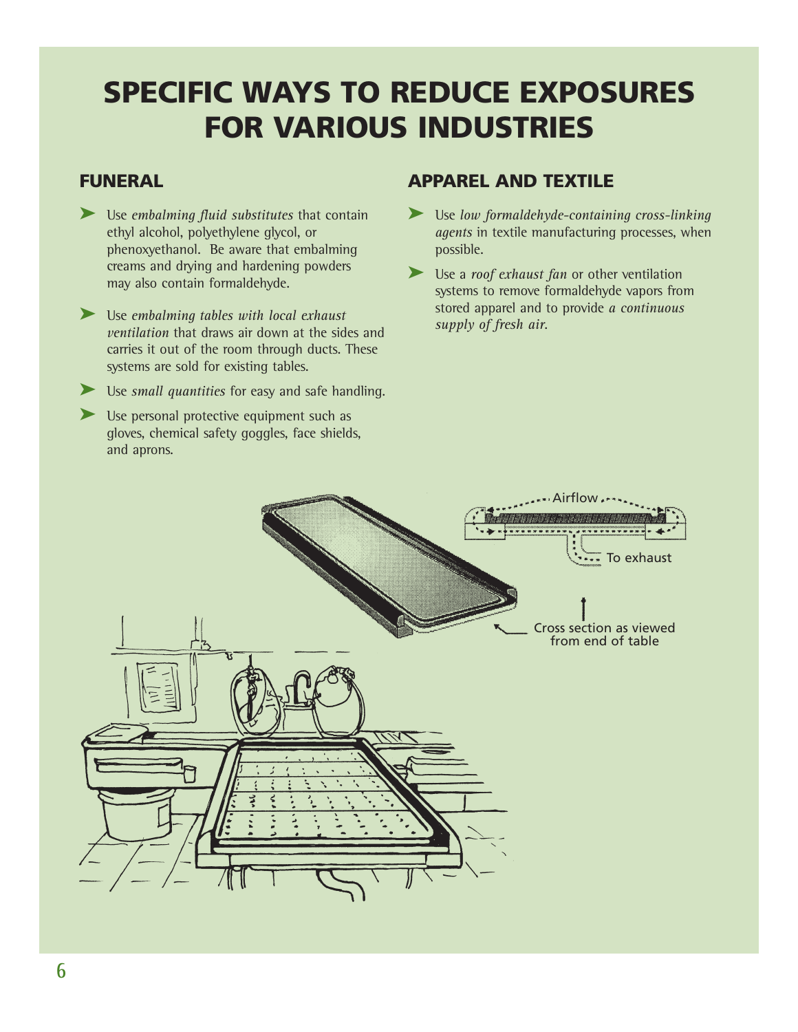# SPECIFIC WAYS TO REDUCE EXPOSURES FOR VARIOUS INDUSTRIES

## FUNERAL

- Use *embalming fluid substitutes* that contain ethyl alcohol, polyethylene glycol, or phenoxyethanol. Be aware that embalming creams and drying and hardening powders may also contain formaldehyde.
- Use *embalming tables with local exhaust ventilation* that draws air down at the sides and carries it out of the room through ducts. These systems are sold for existing tables.
- Use *small quantities* for easy and safe handling.
- Use personal protective equipment such as gloves, chemical safety goggles, face shields, and aprons.

## APPAREL AND TEXTILE

- Use *low formaldehyde-containing cross-linking agents* in textile manufacturing processes, when possible.
- Use a *roof exhaust fan* or other ventilation systems to remove formaldehyde vapors from stored apparel and to provide *a continuous supply of fresh air*.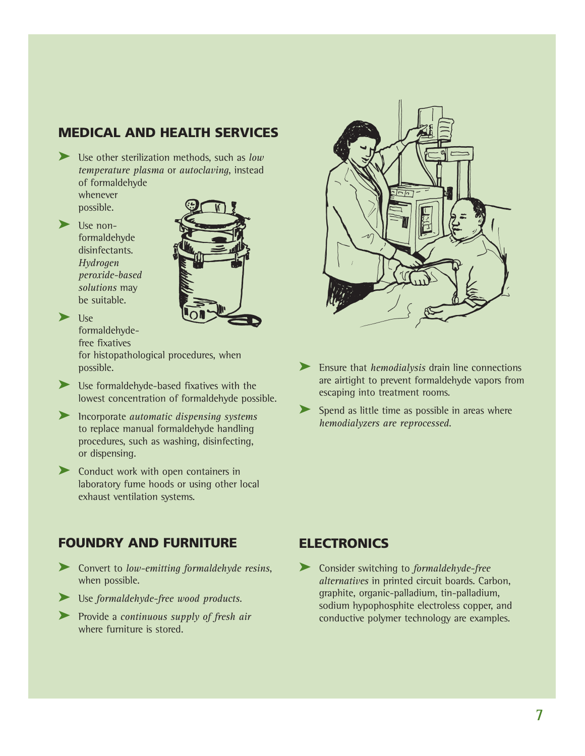## MEDICAL AND HEALTH SERVICES

- Use other sterilization methods, such as *low temperature plasma* or *autoclaving*, instead of formaldehyde whenever possible.
- Use non-formaldehyde disinfectants. *Hydrogen peroxide-based solutions* may be suitable.
- Use formaldehyde-free fixatives for histopathological procedures, when possible.
- Use formaldehyde-based fixatives with the lowest concentration of formaldehyde possible.
- Incorporate *automatic dispensing systems* to replace manual formaldehyde handling procedures, such as washing, disinfecting, or dispensing.
- Conduct work with open containers in laboratory fume hoods or using other local exhaust ventilation systems.
- Ensure that *hemodialysis* drain line connections are airtight to prevent formaldehyde vapors from escaping into treatment rooms.
- Spend as little time as possible in areas where *hemodialyzers are reprocessed.*

## FOUNDRY AND FURNITURE

- Convert to *low-emitting formaldehyde resins*, when possible.
- Use *formaldehyde-free wood products*.
- Provide a *continuous supply of fresh air* where furniture is stored.

## ELECTRONICS

- Consider switching to *formaldehyde-free alternatives* in printed circuit boards. Carbon, graphite, organic-palladium, tin-palladium, sodium hypophosphite electroless copper, and conductive polymer technology are examples.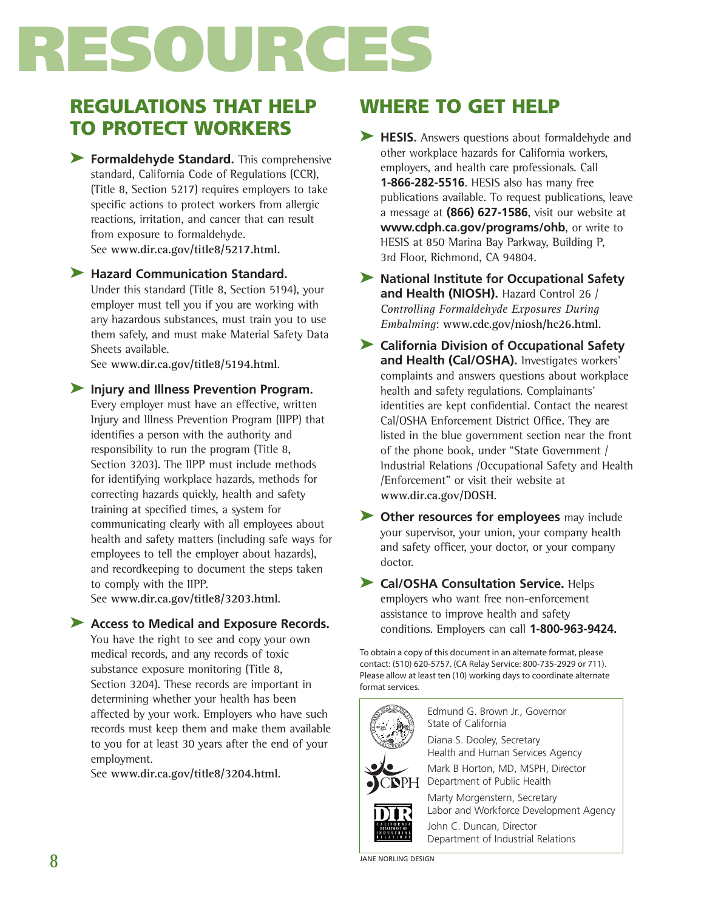# RESOURCES

## REGULATIONS THAT HELP TO PROTECT WORKERS

- **Formaldehyde Standard.** This comprehensive standard, California Code of Regulations (CCR), (Title 8, Section 5217) requires employers to take specific actions to protect workers from allergic reactions, irritation, and cancer that can result from exposure to formaldehyde.
  See **www.dir.ca.gov/title8/5217.html**.

- **Hazard Communication Standard.**
  Under this standard (Title 8, Section 5194), your employer must tell you if you are working with any hazardous substances, must train you to use them safely, and must make Material Safety Data Sheets available.
  See **www.dir.ca.gov/title8/5194.html**.

- **Injury and Illness Prevention Program.**
  Every employer must have an effective, written Injury and Illness Prevention Program (IIPP) that identifies a person with the authority and responsibility to run the program (Title 8, Section 3203). The IIPP must include methods for identifying workplace hazards, methods for correcting hazards quickly, health and safety training at specified times, a system for communicating clearly with all employees about health and safety matters (including safe ways for employees to tell the employer about hazards), and recordkeeping to document the steps taken to comply with the IIPP.
  See **www.dir.ca.gov/title8/3203.html**.

- **Access to Medical and Exposure Records.**
  You have the right to see and copy your own medical records, and any records of toxic substance exposure monitoring (Title 8, Section 3204). These records are important in determining whether your health has been affected by your work. Employers who have such records must keep them and make them available to you for at least 30 years after the end of your employment.
  See **www.dir.ca.gov/title8/3204.html**.

## WHERE TO GET HELP

- **HESIS.** Answers questions about formaldehyde and other workplace hazards for California workers, employers, and health care professionals. Call **1-866-282-5516**. HESIS also has many free publications available. To request publications, leave a message at **(866) 627-1586**, visit our website at **www.cdph.ca.gov/programs/ohb**, or write to HESIS at 850 Marina Bay Parkway, Building P, 3rd Floor, Richmond, CA 94804.

- **National Institute for Occupational Safety and Health (NIOSH).** Hazard Control 26 / *Controlling Formaldehyde Exposures During Embalming*: **www.cdc.gov/niosh/hc26.html**.

- **California Division of Occupational Safety and Health (Cal/OSHA).** Investigates workers' complaints and answers questions about workplace health and safety regulations. Complainants' identities are kept confidential. Contact the nearest Cal/OSHA Enforcement District Office. They are listed in the blue government section near the front of the phone book, under "State Government / Industrial Relations /Occupational Safety and Health /Enforcement" or visit their website at **www.dir.ca.gov/DOSH**.

- **Other resources for employees** may include your supervisor, your union, your company health and safety officer, your doctor, or your company doctor.

- **Cal/OSHA Consultation Service.** Helps employers who want free non-enforcement assistance to improve health and safety conditions. Employers can call **1-800-963-9424.**

To obtain a copy of this document in an alternate format, please contact: (510) 620-5757. (CA Relay Service: 800-735-2929 or 711). Please allow at least ten (10) working days to coordinate alternate format services.

Edmund G. Brown Jr., Governor
State of California

Diana S. Dooley, Secretary
Health and Human Services Agency

Mark B Horton, MD, MSPH, Director
Department of Public Health

Marty Morgenstern, Secretary
Labor and Workforce Development Agency

John C. Duncan, Director
Department of Industrial Relations

JANE NORLING DESIGN